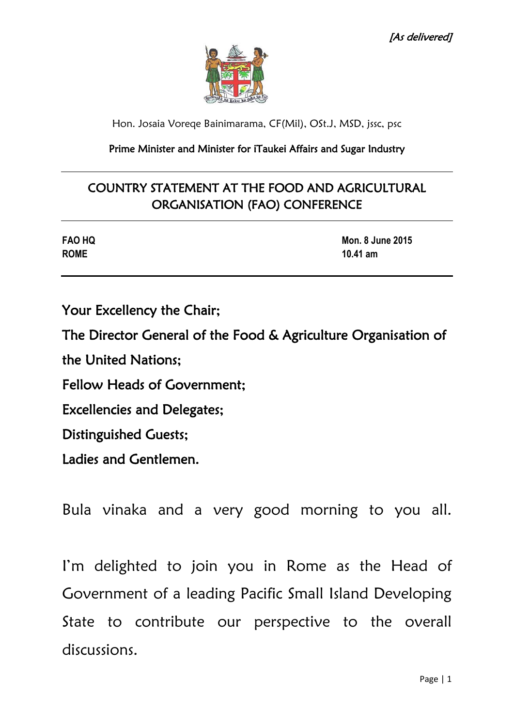*[As delivered]*

Hon. Josaia Voreqe Bainimarama, CF(Mil), OSt.J, MSD, jssc, psc

Prime Minister and Minister for iTaukei Affairs and Sugar Industry

# COUNTRY STATEMENT AT THE FOOD AND AGRICULTURAL ORGANISATION (FAO) CONFERENCE

**FAO HQ**
**ROME**

**Mon. 8 June 2015**
**10.41 am**

Your Excellency the Chair;

The Director General of the Food & Agriculture Organisation of the United Nations;

Fellow Heads of Government;

Excellencies and Delegates;

Distinguished Guests;

Ladies and Gentlemen.

Bula vinaka and a very good morning to you all.

I'm delighted to join you in Rome as the Head of Government of a leading Pacific Small Island Developing State to contribute our perspective to the overall discussions.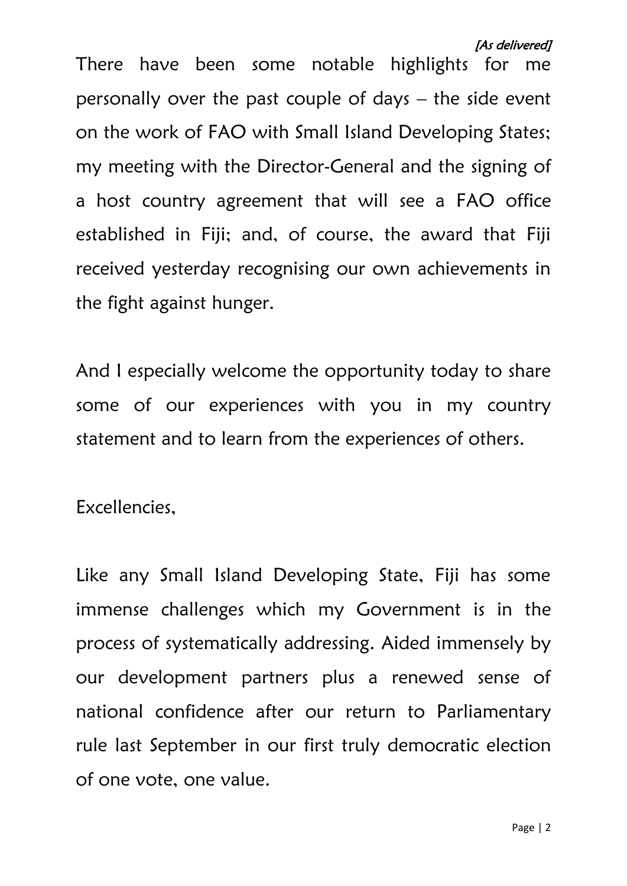*[As delivered]*

There have been some notable highlights for me personally over the past couple of days – the side event on the work of FAO with Small Island Developing States; my meeting with the Director-General and the signing of a host country agreement that will see a FAO office established in Fiji; and, of course, the award that Fiji received yesterday recognising our own achievements in the fight against hunger.

And I especially welcome the opportunity today to share some of our experiences with you in my country statement and to learn from the experiences of others.

Excellencies,

Like any Small Island Developing State, Fiji has some immense challenges which my Government is in the process of systematically addressing. Aided immensely by our development partners plus a renewed sense of national confidence after our return to Parliamentary rule last September in our first truly democratic election of one vote, one value.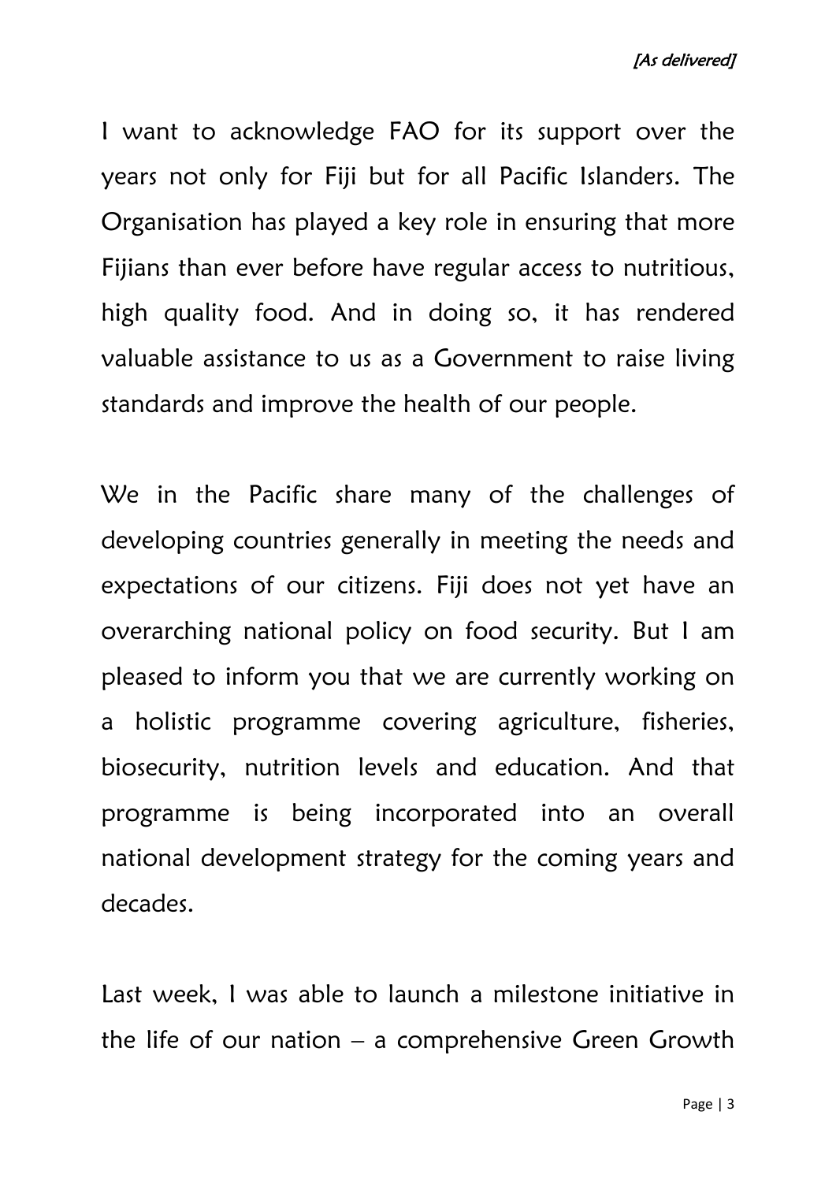I want to acknowledge FAO for its support over the years not only for Fiji but for all Pacific Islanders. The Organisation has played a key role in ensuring that more Fijians than ever before have regular access to nutritious, high quality food. And in doing so, it has rendered valuable assistance to us as a Government to raise living standards and improve the health of our people.

We in the Pacific share many of the challenges of developing countries generally in meeting the needs and expectations of our citizens. Fiji does not yet have an overarching national policy on food security. But I am pleased to inform you that we are currently working on a holistic programme covering agriculture, fisheries, biosecurity, nutrition levels and education. And that programme is being incorporated into an overall national development strategy for the coming years and decades.

Last week, I was able to launch a milestone initiative in the life of our nation – a comprehensive Green Growth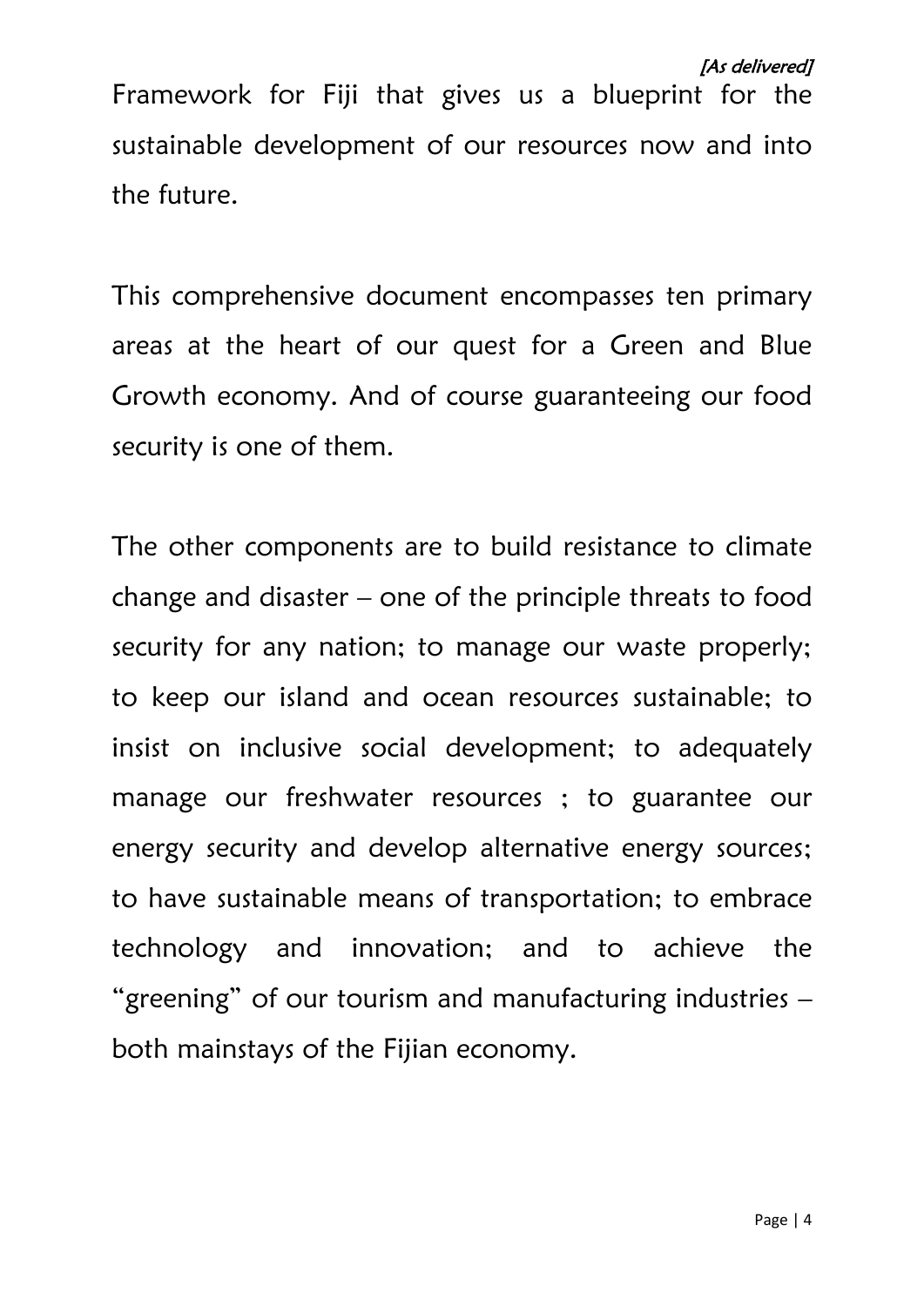Framework for Fiji that gives us a blueprint for the sustainable development of our resources now and into the future.

This comprehensive document encompasses ten primary areas at the heart of our quest for a Green and Blue Growth economy. And of course guaranteeing our food security is one of them.

The other components are to build resistance to climate change and disaster – one of the principle threats to food security for any nation; to manage our waste properly; to keep our island and ocean resources sustainable; to insist on inclusive social development; to adequately manage our freshwater resources ; to guarantee our energy security and develop alternative energy sources; to have sustainable means of transportation; to embrace technology and innovation; and to achieve the "greening" of our tourism and manufacturing industries – both mainstays of the Fijian economy.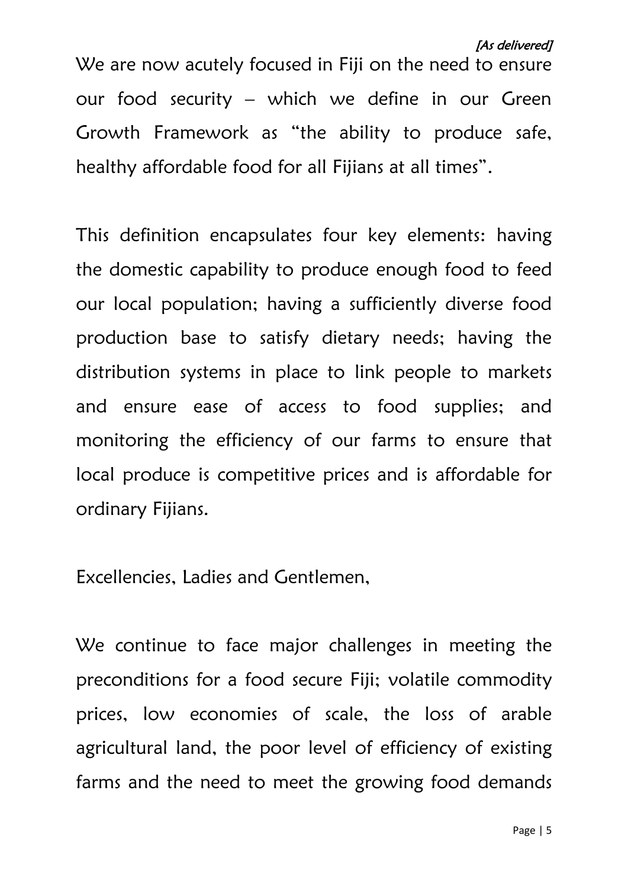*[As delivered]*

We are now acutely focused in Fiji on the need to ensure our food security – which we define in our Green Growth Framework as "the ability to produce safe, healthy affordable food for all Fijians at all times".

This definition encapsulates four key elements: having the domestic capability to produce enough food to feed our local population; having a sufficiently diverse food production base to satisfy dietary needs; having the distribution systems in place to link people to markets and ensure ease of access to food supplies; and monitoring the efficiency of our farms to ensure that local produce is competitive prices and is affordable for ordinary Fijians.

Excellencies, Ladies and Gentlemen,

We continue to face major challenges in meeting the preconditions for a food secure Fiji; volatile commodity prices, low economies of scale, the loss of arable agricultural land, the poor level of efficiency of existing farms and the need to meet the growing food demands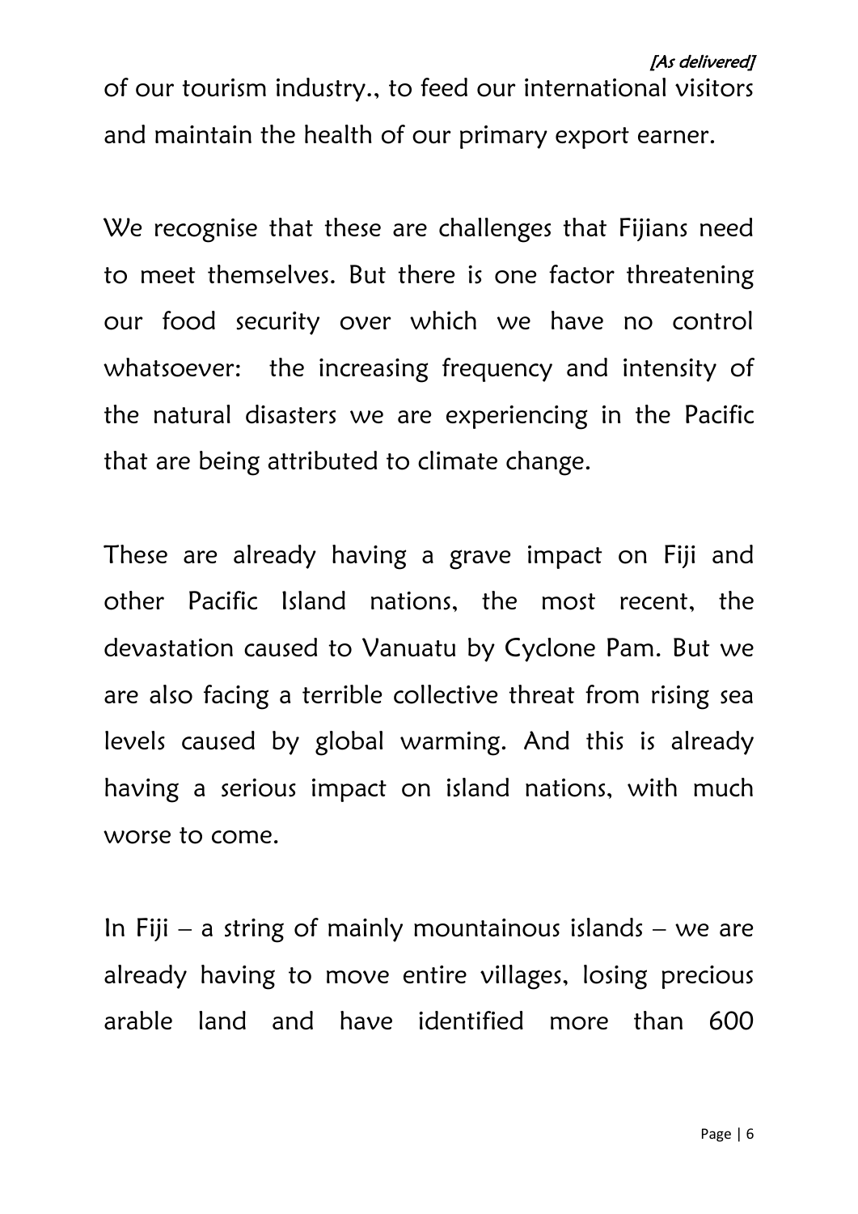of our tourism industry., to feed our international visitors and maintain the health of our primary export earner.

We recognise that these are challenges that Fijians need to meet themselves. But there is one factor threatening our food security over which we have no control whatsoever: the increasing frequency and intensity of the natural disasters we are experiencing in the Pacific that are being attributed to climate change.

These are already having a grave impact on Fiji and other Pacific Island nations, the most recent, the devastation caused to Vanuatu by Cyclone Pam. But we are also facing a terrible collective threat from rising sea levels caused by global warming. And this is already having a serious impact on island nations, with much worse to come.

In Fiji – a string of mainly mountainous islands – we are already having to move entire villages, losing precious arable land and have identified more than 600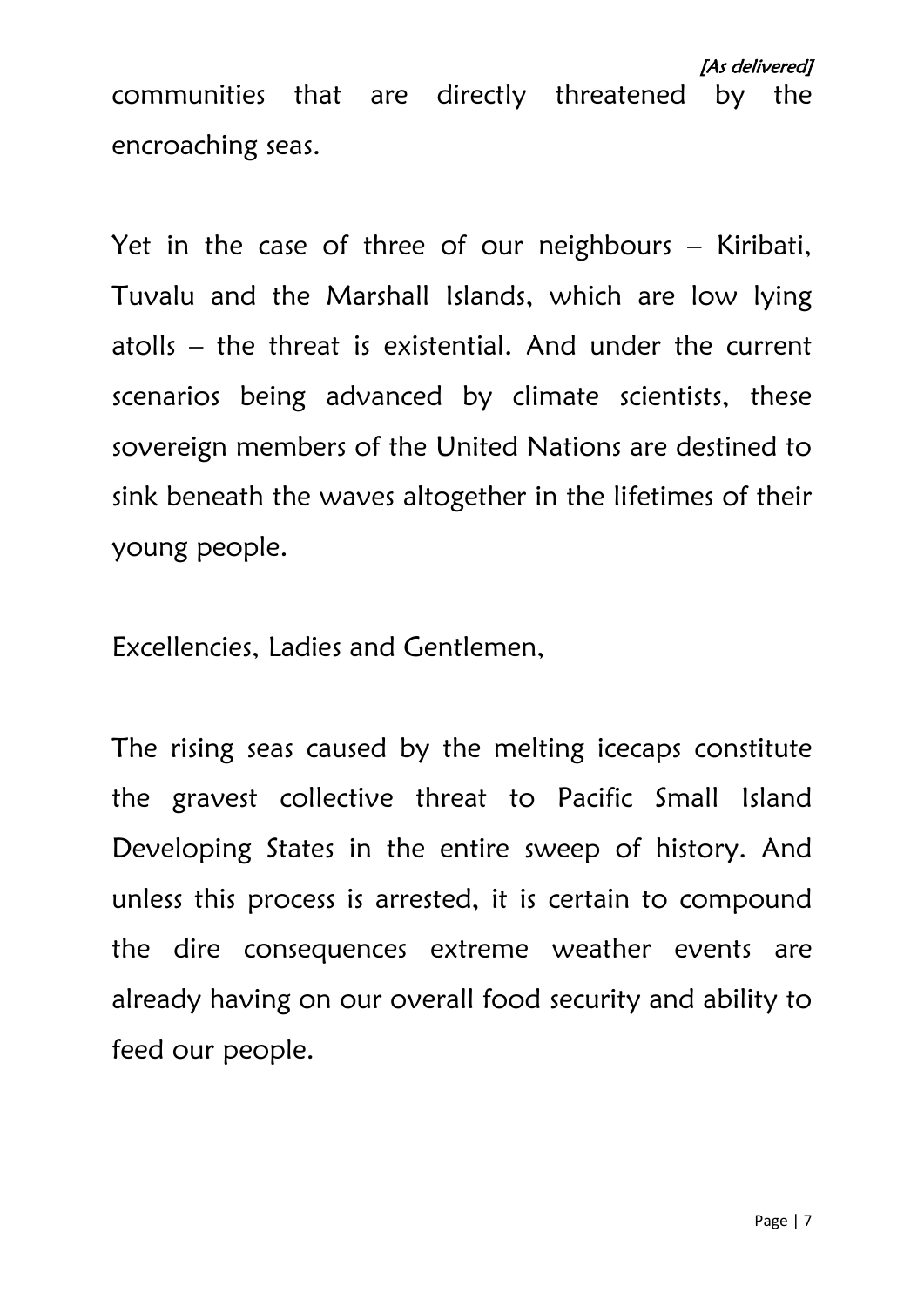communities that are directly threatened by the encroaching seas.

Yet in the case of three of our neighbours – Kiribati, Tuvalu and the Marshall Islands, which are low lying atolls – the threat is existential. And under the current scenarios being advanced by climate scientists, these sovereign members of the United Nations are destined to sink beneath the waves altogether in the lifetimes of their young people.

Excellencies, Ladies and Gentlemen,

The rising seas caused by the melting icecaps constitute the gravest collective threat to Pacific Small Island Developing States in the entire sweep of history. And unless this process is arrested, it is certain to compound the dire consequences extreme weather events are already having on our overall food security and ability to feed our people.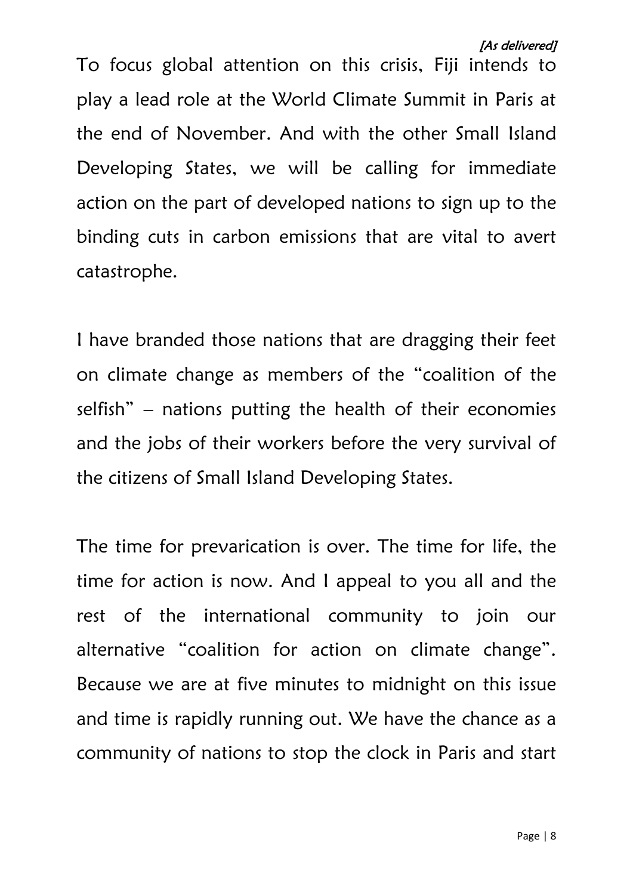*[As delivered]*

To focus global attention on this crisis, Fiji intends to play a lead role at the World Climate Summit in Paris at the end of November. And with the other Small Island Developing States, we will be calling for immediate action on the part of developed nations to sign up to the binding cuts in carbon emissions that are vital to avert catastrophe.

I have branded those nations that are dragging their feet on climate change as members of the "coalition of the selfish" – nations putting the health of their economies and the jobs of their workers before the very survival of the citizens of Small Island Developing States.

The time for prevarication is over. The time for life, the time for action is now. And I appeal to you all and the rest of the international community to join our alternative "coalition for action on climate change". Because we are at five minutes to midnight on this issue and time is rapidly running out. We have the chance as a community of nations to stop the clock in Paris and start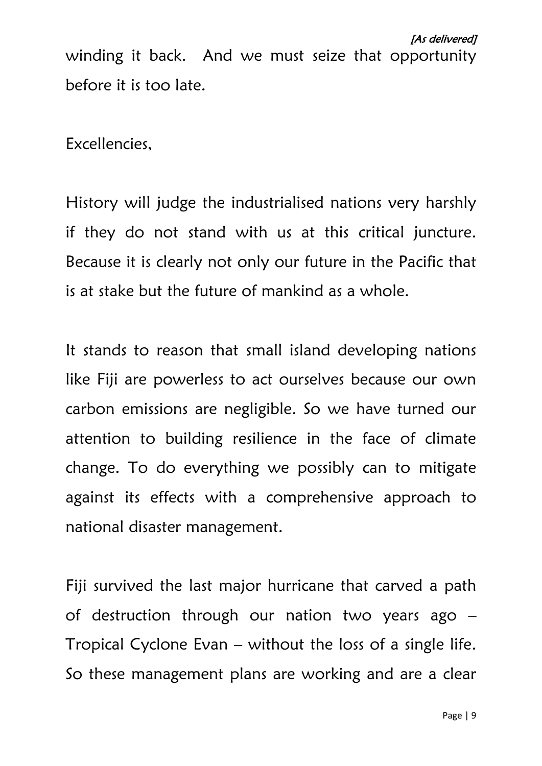winding it back. And we must seize that opportunity before it is too late.

Excellencies,

History will judge the industrialised nations very harshly if they do not stand with us at this critical juncture. Because it is clearly not only our future in the Pacific that is at stake but the future of mankind as a whole.

It stands to reason that small island developing nations like Fiji are powerless to act ourselves because our own carbon emissions are negligible. So we have turned our attention to building resilience in the face of climate change. To do everything we possibly can to mitigate against its effects with a comprehensive approach to national disaster management.

Fiji survived the last major hurricane that carved a path of destruction through our nation two years ago – Tropical Cyclone Evan – without the loss of a single life. So these management plans are working and are a clear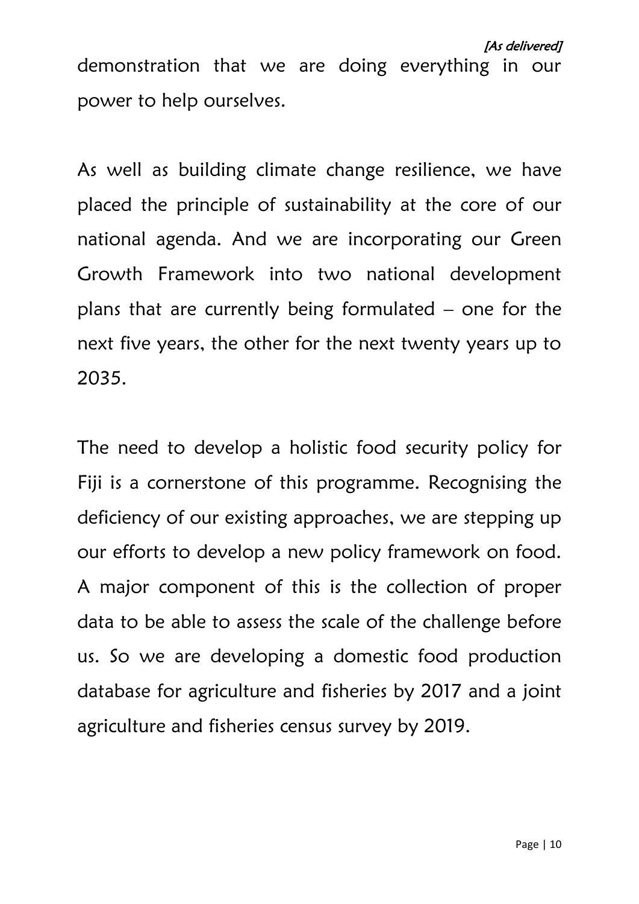demonstration that we are doing everything in our power to help ourselves.

As well as building climate change resilience, we have placed the principle of sustainability at the core of our national agenda. And we are incorporating our Green Growth Framework into two national development plans that are currently being formulated – one for the next five years, the other for the next twenty years up to 2035.

The need to develop a holistic food security policy for Fiji is a cornerstone of this programme. Recognising the deficiency of our existing approaches, we are stepping up our efforts to develop a new policy framework on food. A major component of this is the collection of proper data to be able to assess the scale of the challenge before us. So we are developing a domestic food production database for agriculture and fisheries by 2017 and a joint agriculture and fisheries census survey by 2019.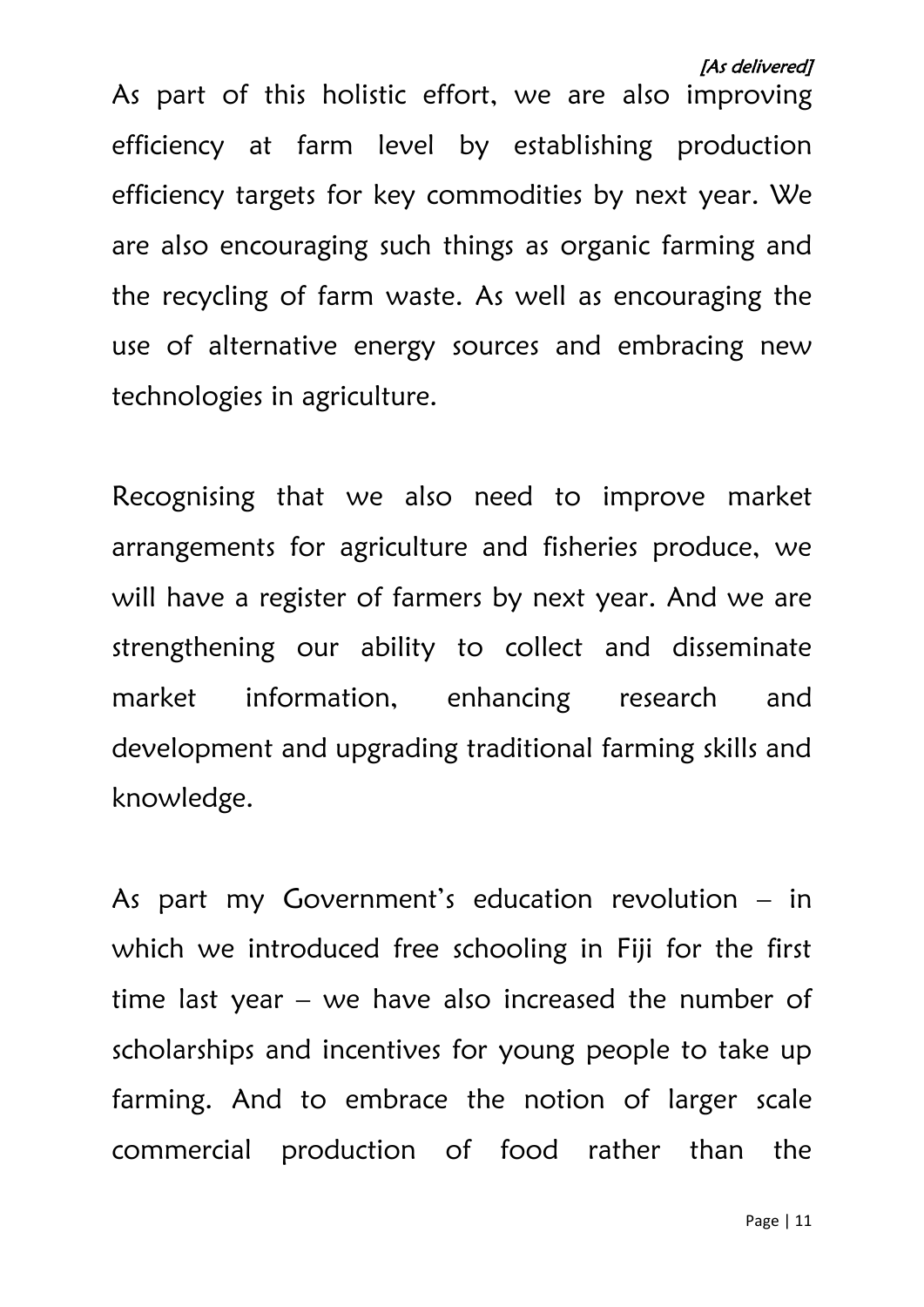*[As delivered]*

As part of this holistic effort, we are also improving efficiency at farm level by establishing production efficiency targets for key commodities by next year. We are also encouraging such things as organic farming and the recycling of farm waste. As well as encouraging the use of alternative energy sources and embracing new technologies in agriculture.

Recognising that we also need to improve market arrangements for agriculture and fisheries produce, we will have a register of farmers by next year. And we are strengthening our ability to collect and disseminate market information, enhancing research and development and upgrading traditional farming skills and knowledge.

As part my Government's education revolution – in which we introduced free schooling in Fiji for the first time last year – we have also increased the number of scholarships and incentives for young people to take up farming. And to embrace the notion of larger scale commercial production of food rather than the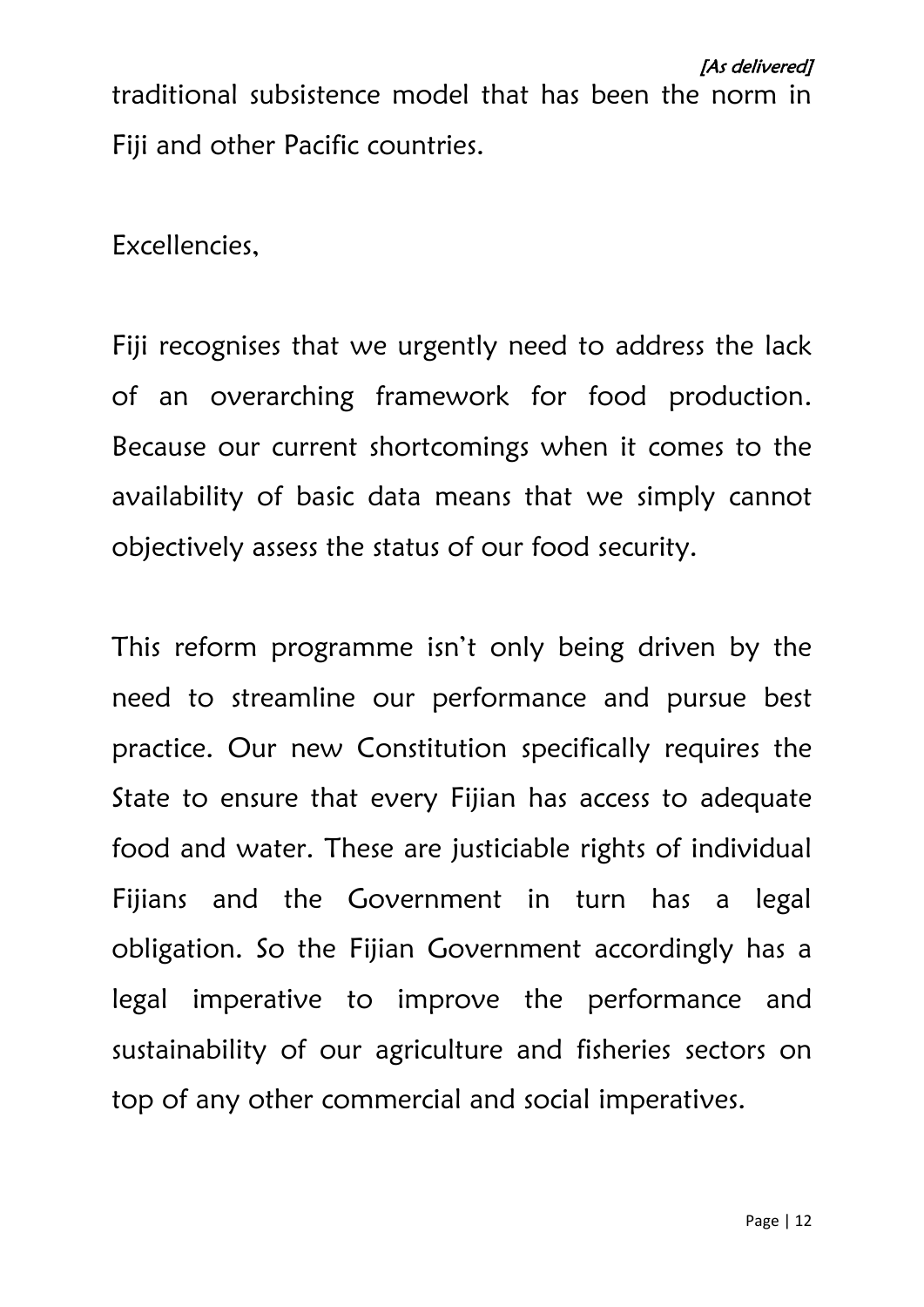traditional subsistence model that has been the norm in Fiji and other Pacific countries.

Excellencies,

Fiji recognises that we urgently need to address the lack of an overarching framework for food production. Because our current shortcomings when it comes to the availability of basic data means that we simply cannot objectively assess the status of our food security.

This reform programme isn't only being driven by the need to streamline our performance and pursue best practice. Our new Constitution specifically requires the State to ensure that every Fijian has access to adequate food and water. These are justiciable rights of individual Fijians and the Government in turn has a legal obligation. So the Fijian Government accordingly has a legal imperative to improve the performance and sustainability of our agriculture and fisheries sectors on top of any other commercial and social imperatives.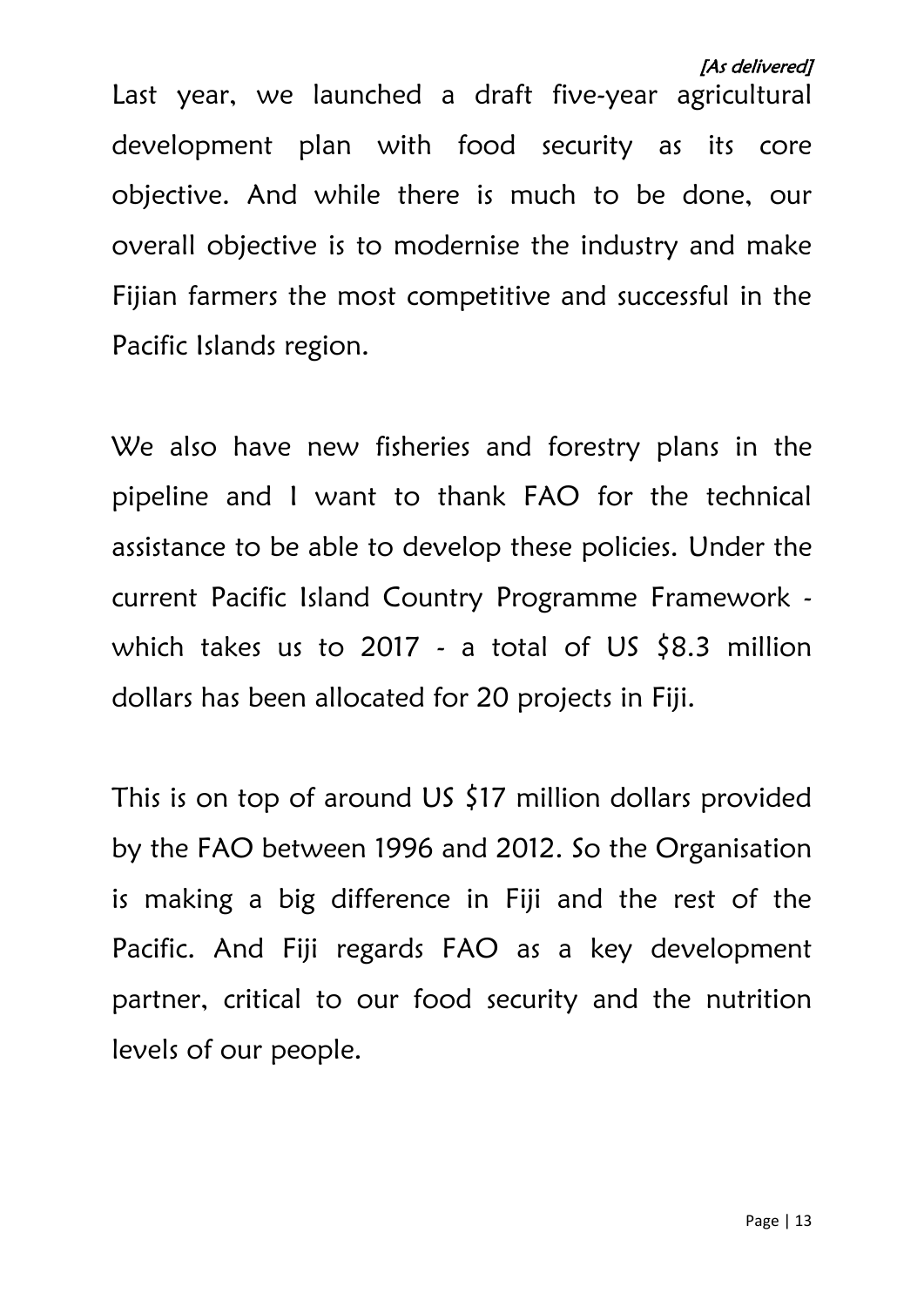*[As delivered]*

Last year, we launched a draft five-year agricultural development plan with food security as its core objective. And while there is much to be done, our overall objective is to modernise the industry and make Fijian farmers the most competitive and successful in the Pacific Islands region.

We also have new fisheries and forestry plans in the pipeline and I want to thank FAO for the technical assistance to be able to develop these policies. Under the current Pacific Island Country Programme Framework - which takes us to 2017 - a total of US $8.3 million dollars has been allocated for 20 projects in Fiji.

This is on top of around US $17 million dollars provided by the FAO between 1996 and 2012. So the Organisation is making a big difference in Fiji and the rest of the Pacific. And Fiji regards FAO as a key development partner, critical to our food security and the nutrition levels of our people.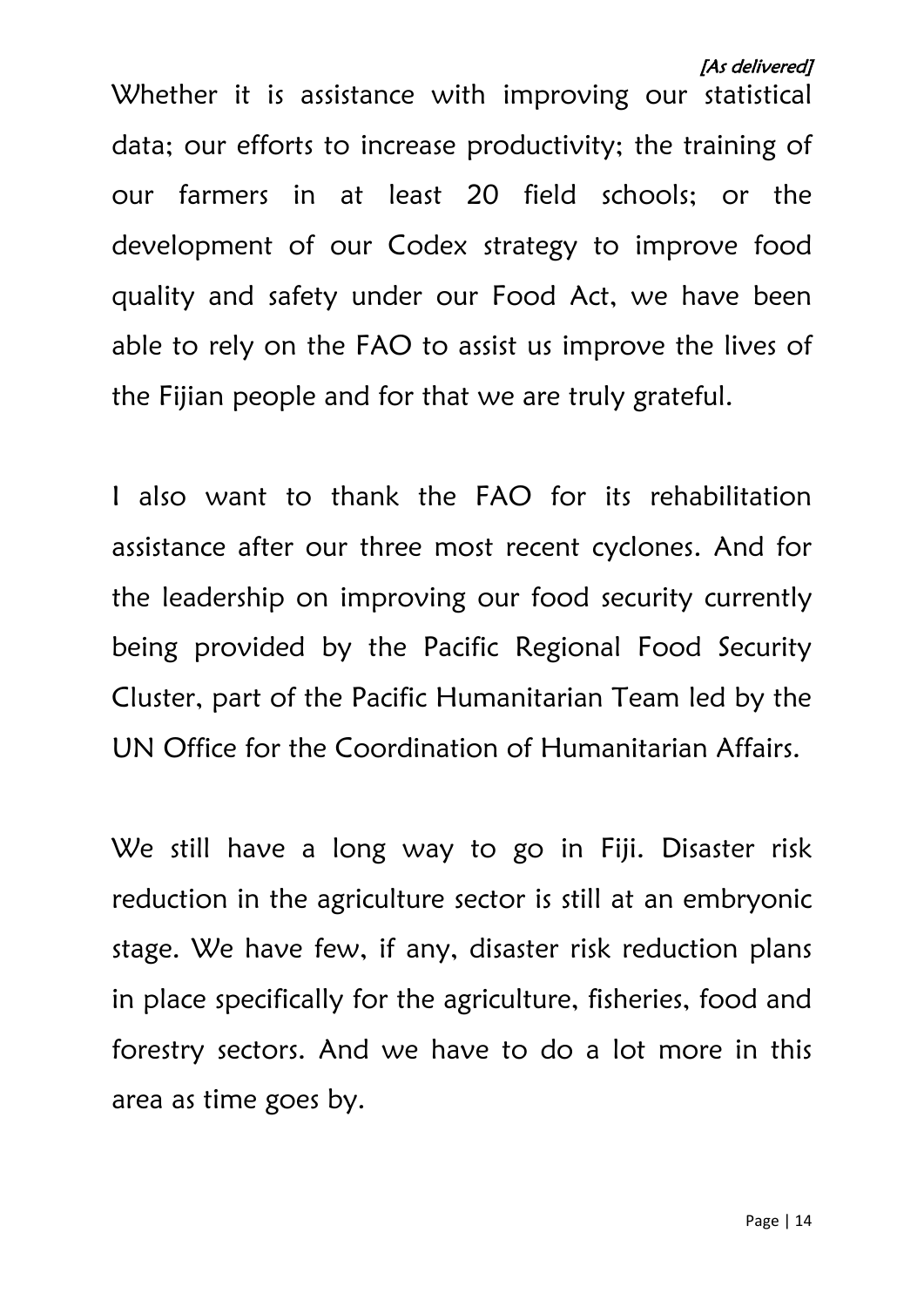Whether it is assistance with improving our statistical data; our efforts to increase productivity; the training of our farmers in at least 20 field schools; or the development of our Codex strategy to improve food quality and safety under our Food Act, we have been able to rely on the FAO to assist us improve the lives of the Fijian people and for that we are truly grateful.

I also want to thank the FAO for its rehabilitation assistance after our three most recent cyclones. And for the leadership on improving our food security currently being provided by the Pacific Regional Food Security Cluster, part of the Pacific Humanitarian Team led by the UN Office for the Coordination of Humanitarian Affairs.

We still have a long way to go in Fiji. Disaster risk reduction in the agriculture sector is still at an embryonic stage. We have few, if any, disaster risk reduction plans in place specifically for the agriculture, fisheries, food and forestry sectors. And we have to do a lot more in this area as time goes by.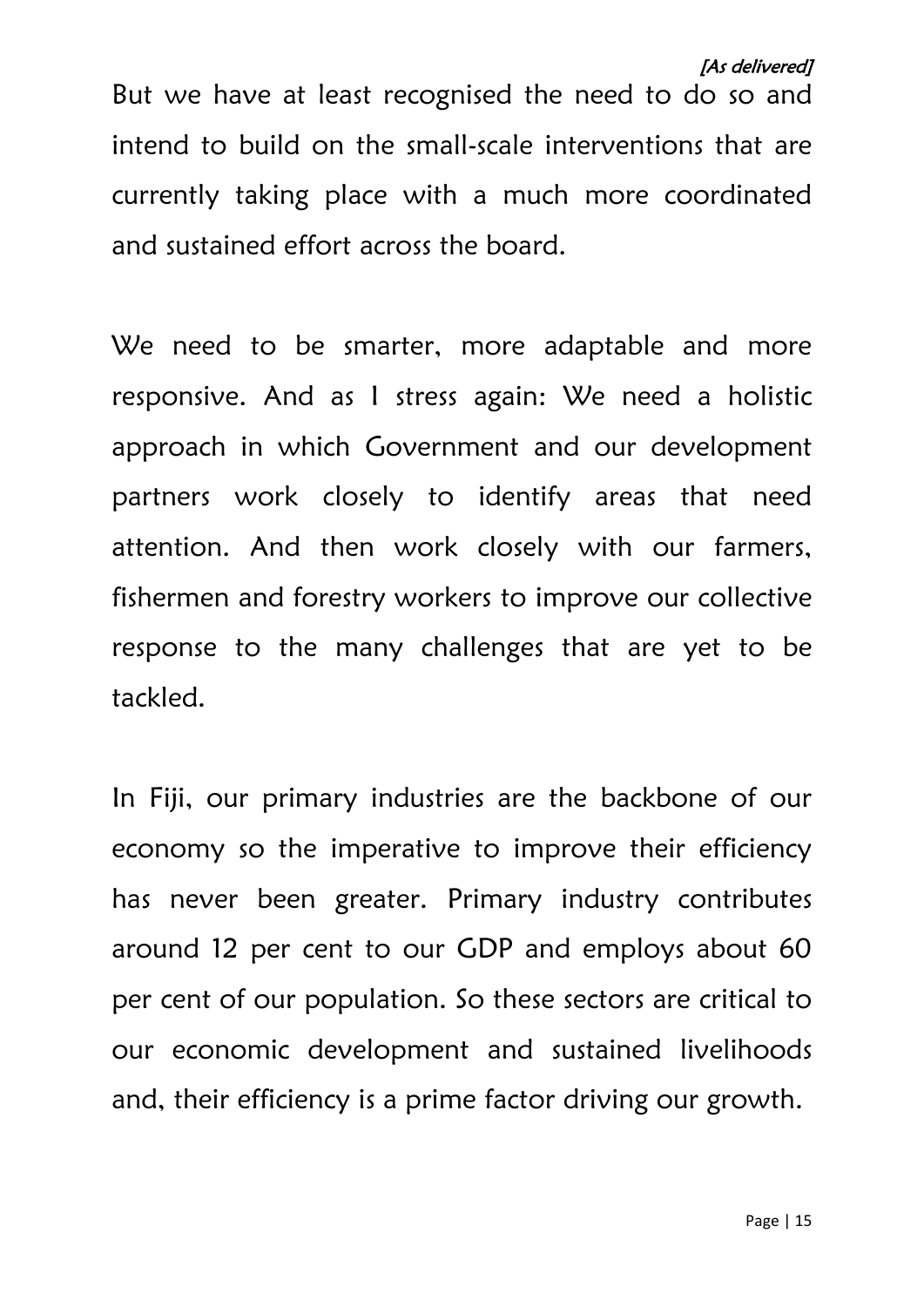But we have at least recognised the need to do so and intend to build on the small-scale interventions that are currently taking place with a much more coordinated and sustained effort across the board.

We need to be smarter, more adaptable and more responsive. And as I stress again: We need a holistic approach in which Government and our development partners work closely to identify areas that need attention. And then work closely with our farmers, fishermen and forestry workers to improve our collective response to the many challenges that are yet to be tackled.

In Fiji, our primary industries are the backbone of our economy so the imperative to improve their efficiency has never been greater. Primary industry contributes around 12 per cent to our GDP and employs about 60 per cent of our population. So these sectors are critical to our economic development and sustained livelihoods and, their efficiency is a prime factor driving our growth.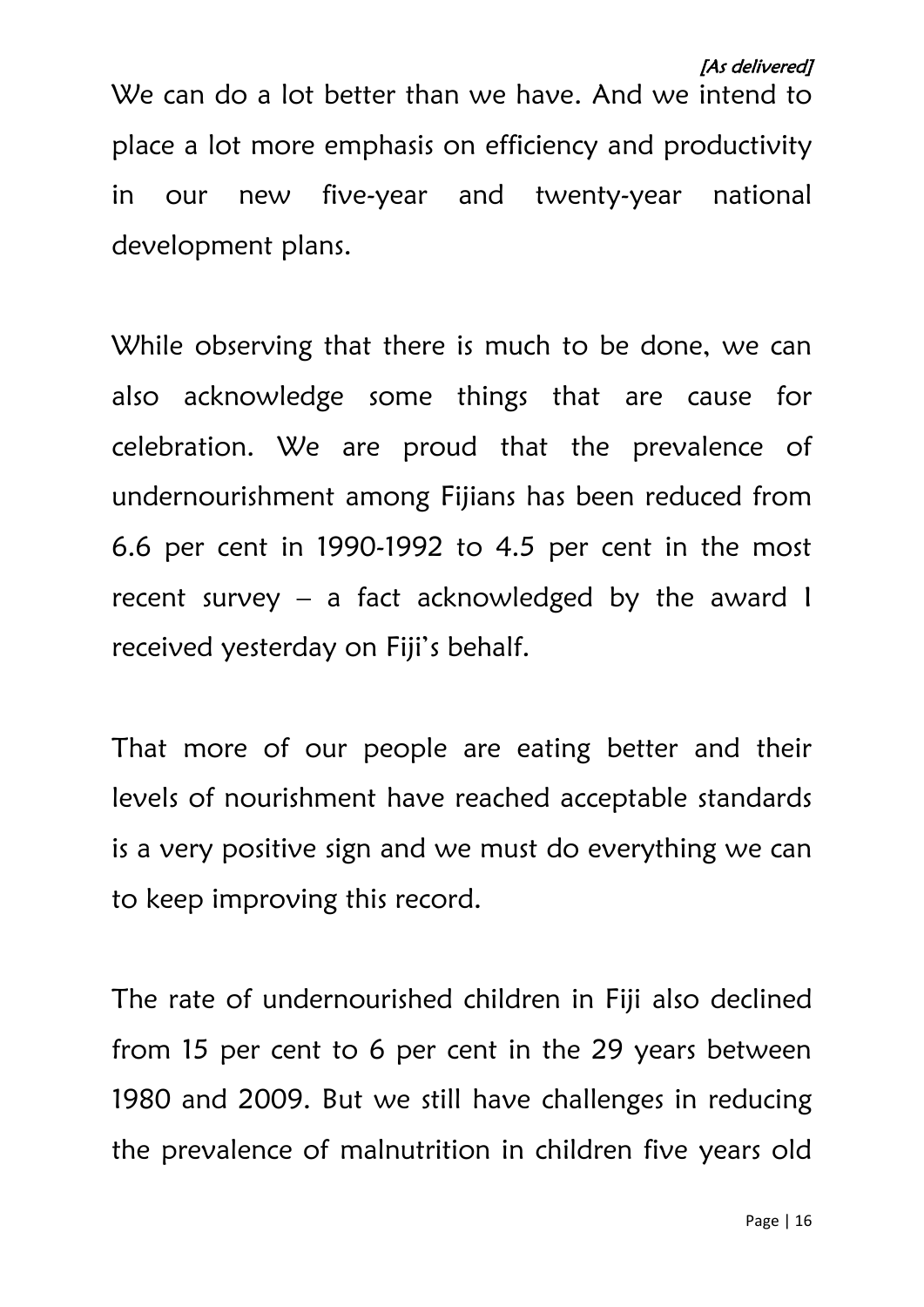We can do a lot better than we have. And we intend to place a lot more emphasis on efficiency and productivity in our new five-year and twenty-year national development plans.

While observing that there is much to be done, we can also acknowledge some things that are cause for celebration. We are proud that the prevalence of undernourishment among Fijians has been reduced from 6.6 per cent in 1990-1992 to 4.5 per cent in the most recent survey – a fact acknowledged by the award I received yesterday on Fiji's behalf.

That more of our people are eating better and their levels of nourishment have reached acceptable standards is a very positive sign and we must do everything we can to keep improving this record.

The rate of undernourished children in Fiji also declined from 15 per cent to 6 per cent in the 29 years between 1980 and 2009. But we still have challenges in reducing the prevalence of malnutrition in children five years old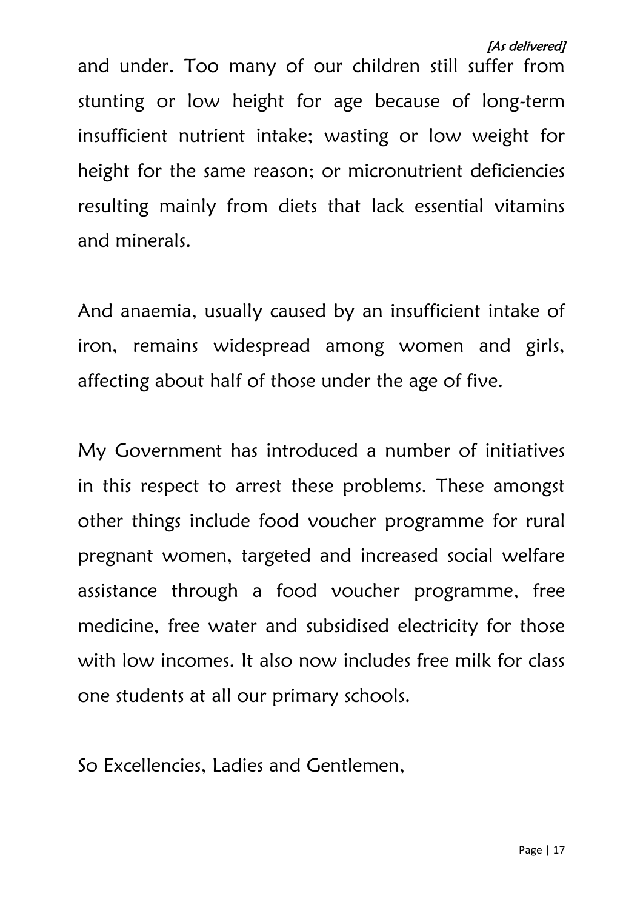and under. Too many of our children still suffer from stunting or low height for age because of long-term insufficient nutrient intake; wasting or low weight for height for the same reason; or micronutrient deficiencies resulting mainly from diets that lack essential vitamins and minerals.

And anaemia, usually caused by an insufficient intake of iron, remains widespread among women and girls, affecting about half of those under the age of five.

My Government has introduced a number of initiatives in this respect to arrest these problems. These amongst other things include food voucher programme for rural pregnant women, targeted and increased social welfare assistance through a food voucher programme, free medicine, free water and subsidised electricity for those with low incomes. It also now includes free milk for class one students at all our primary schools.

So Excellencies, Ladies and Gentlemen,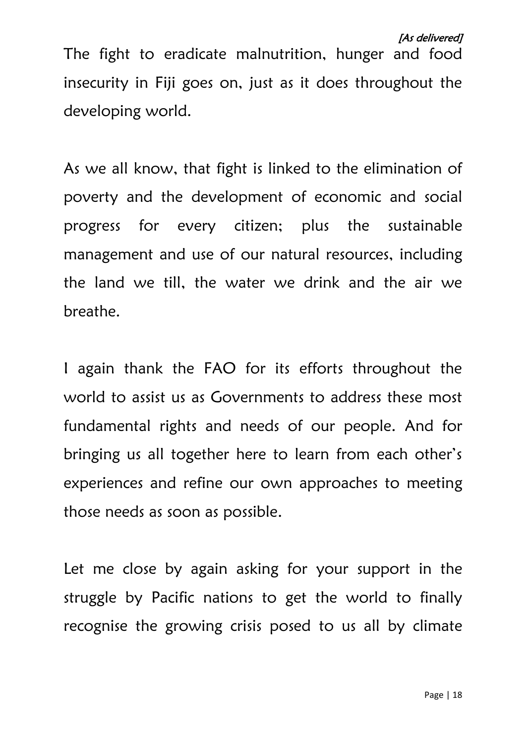The fight to eradicate malnutrition, hunger and food insecurity in Fiji goes on, just as it does throughout the developing world.

As we all know, that fight is linked to the elimination of poverty and the development of economic and social progress for every citizen; plus the sustainable management and use of our natural resources, including the land we till, the water we drink and the air we breathe.

I again thank the FAO for its efforts throughout the world to assist us as Governments to address these most fundamental rights and needs of our people. And for bringing us all together here to learn from each other's experiences and refine our own approaches to meeting those needs as soon as possible.

Let me close by again asking for your support in the struggle by Pacific nations to get the world to finally recognise the growing crisis posed to us all by climate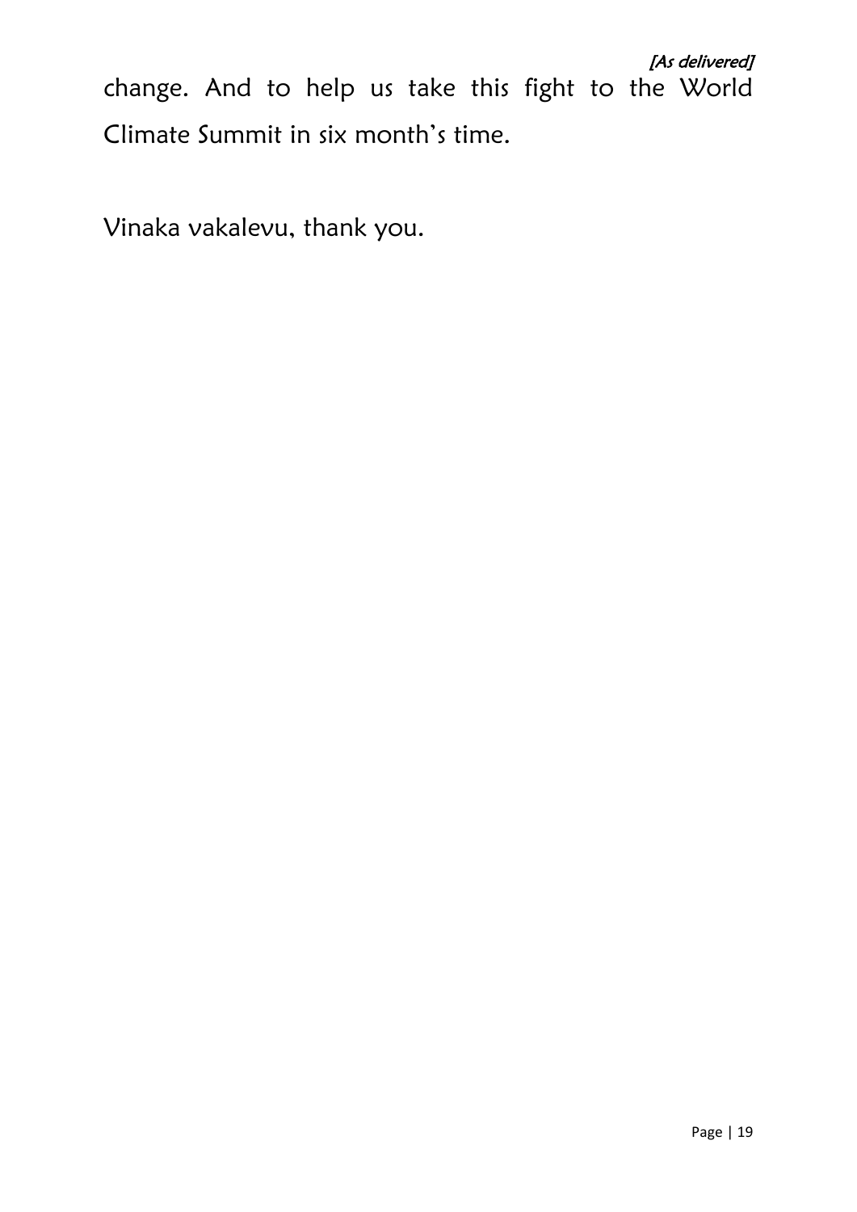change. And to help us take this fight to the World Climate Summit in six month's time.

Vinaka vakalevu, thank you.